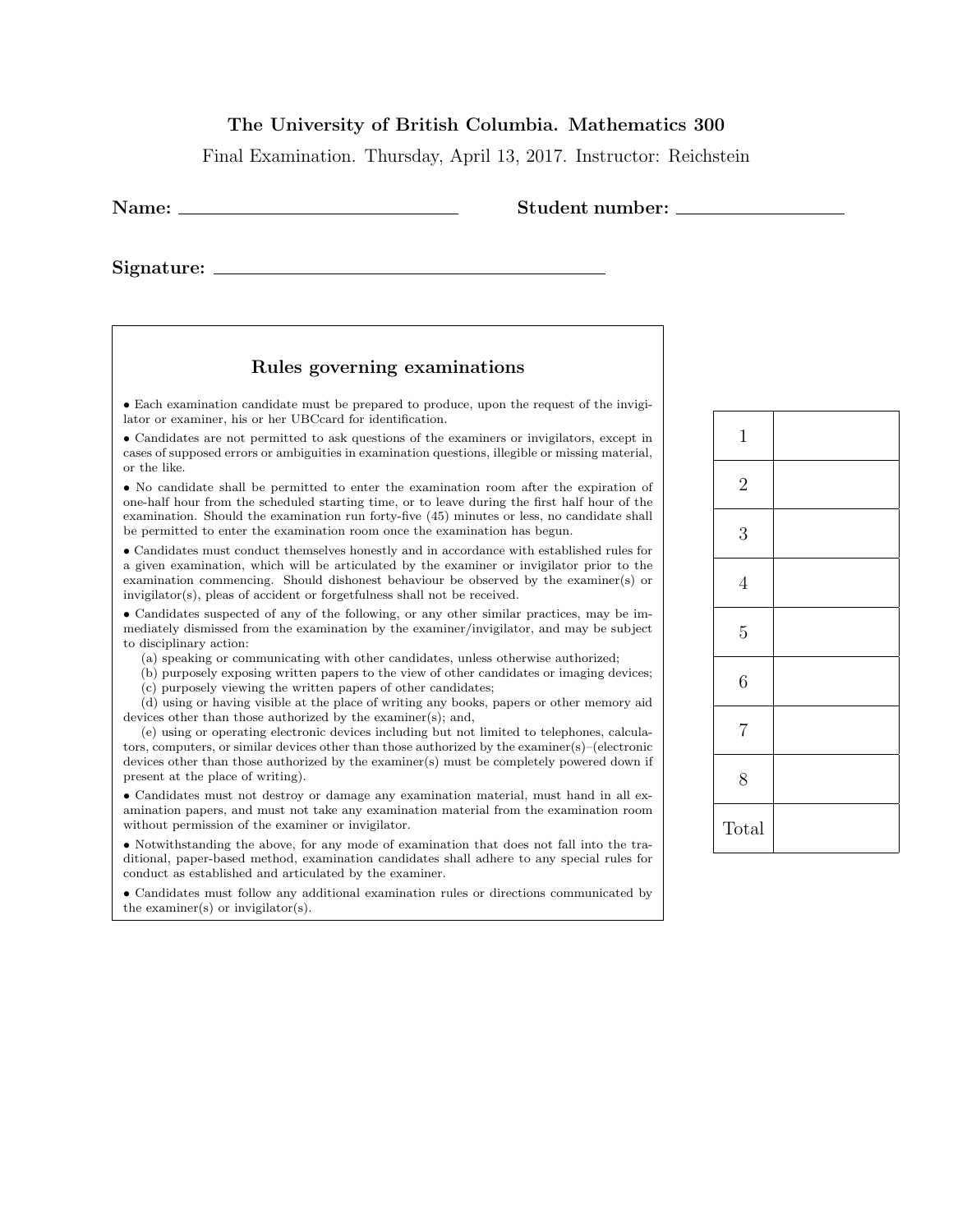**The University of British Columbia. Mathematics 300**

Final Examination. Thursday, April 13, 2017. Instructor: Reichstein

**Name:** ____________________________ **Student number:** ____________________

**Signature:** ________________________________________

## Rules governing examinations

- Each examination candidate must be prepared to produce, upon the request of the invigilator or examiner, his or her UBCcard for identification.
- Candidates are not permitted to ask questions of the examiners or invigilators, except in cases of supposed errors or ambiguities in examination questions, illegible or missing material, or the like.
- No candidate shall be permitted to enter the examination room after the expiration of one-half hour from the scheduled starting time, or to leave during the first half hour of the examination. Should the examination run forty-five (45) minutes or less, no candidate shall be permitted to enter the examination room once the examination has begun.
- Candidates must conduct themselves honestly and in accordance with established rules for a given examination, which will be articulated by the examiner or invigilator prior to the examination commencing. Should dishonest behaviour be observed by the examiner(s) or invigilator(s), pleas of accident or forgetfulness shall not be received.
- Candidates suspected of any of the following, or any other similar practices, may be immediately dismissed from the examination by the examiner/invigilator, and may be subject to disciplinary action:
  - (a) speaking or communicating with other candidates, unless otherwise authorized;
  - (b) purposely exposing written papers to the view of other candidates or imaging devices;
  - (c) purposely viewing the written papers of other candidates;
  - (d) using or having visible at the place of writing any books, papers or other memory aid devices other than those authorized by the examiner(s); and,
  - (e) using or operating electronic devices including but not limited to telephones, calculators, computers, or similar devices other than those authorized by the examiner(s)–(electronic devices other than those authorized by the examiner(s) must be completely powered down if present at the place of writing).
- Candidates must not destroy or damage any examination material, must hand in all examination papers, and must not take any examination material from the examination room without permission of the examiner or invigilator.
- Notwithstanding the above, for any mode of examination that does not fall into the traditional, paper-based method, examination candidates shall adhere to any special rules for conduct as established and articulated by the examiner.
- Candidates must follow any additional examination rules or directions communicated by the examiner(s) or invigilator(s).

| | |
|---|---|
| 1 | |
| 2 | |
| 3 | |
| 4 | |
| 5 | |
| 6 | |
| 7 | |
| 8 | |
| Total | |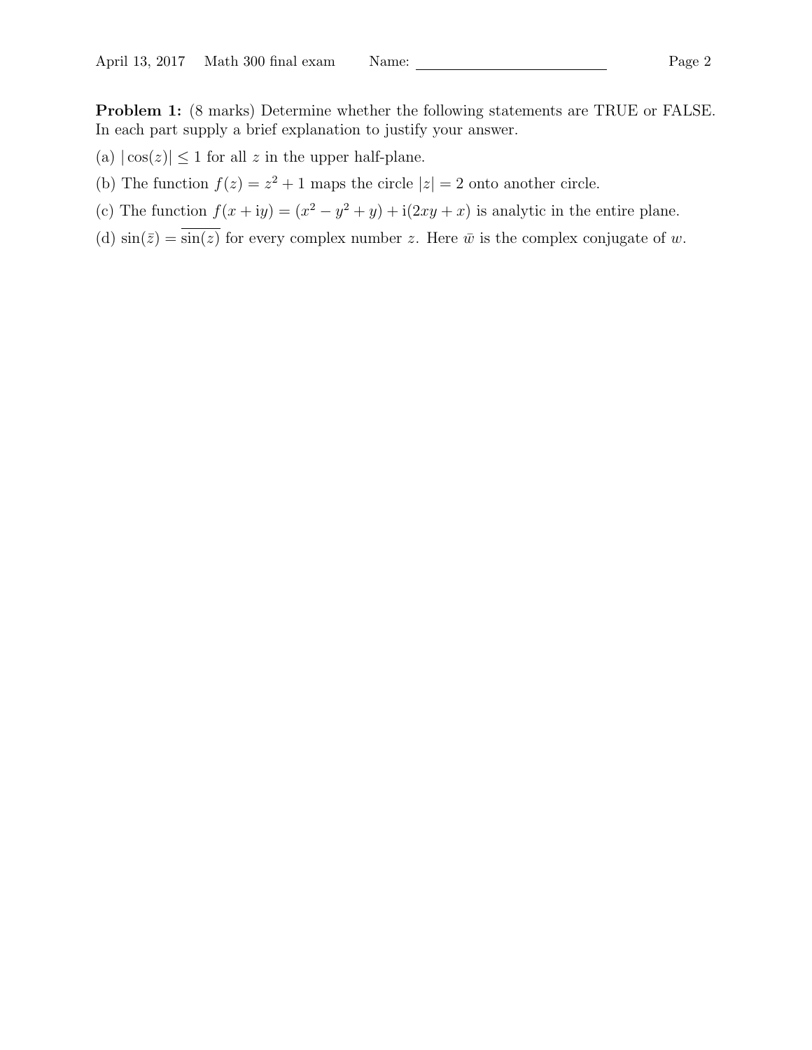**Problem 1:** (8 marks) Determine whether the following statements are TRUE or FALSE. In each part supply a brief explanation to justify your answer.

(a) $|\cos(z)| \leq 1$ for all $z$ in the upper half-plane.

(b) The function $f(z) = z^2 + 1$ maps the circle $|z| = 2$ onto another circle.

(c) The function $f(x + iy) = (x^2 - y^2 + y) + i(2xy + x)$ is analytic in the entire plane.

(d) $\sin(\bar{z}) = \overline{\sin(z)}$ for every complex number $z$. Here $\bar{w}$ is the complex conjugate of $w$.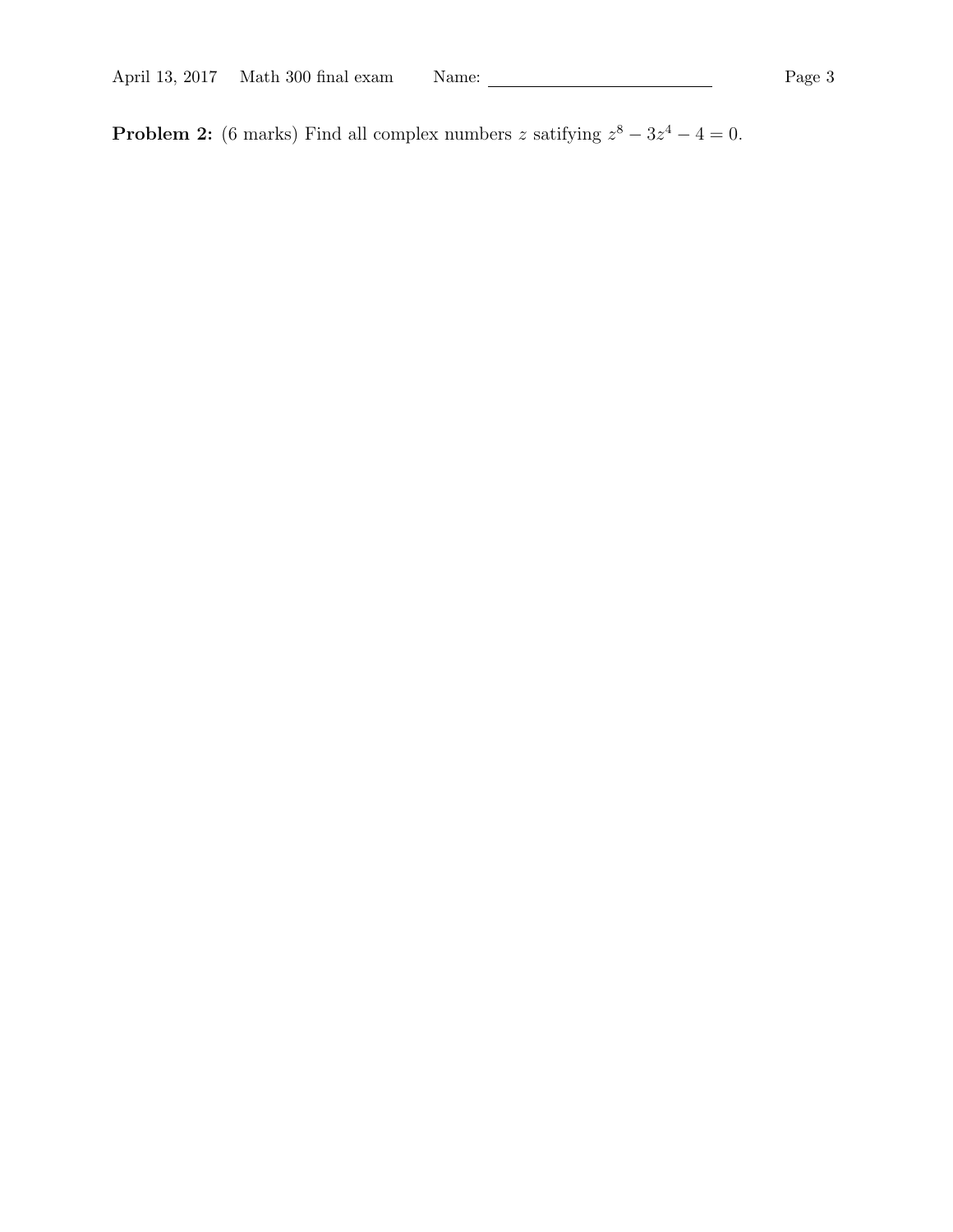**Problem 2:** (6 marks) Find all complex numbers $z$ satifying $z^8 - 3z^4 - 4 = 0$.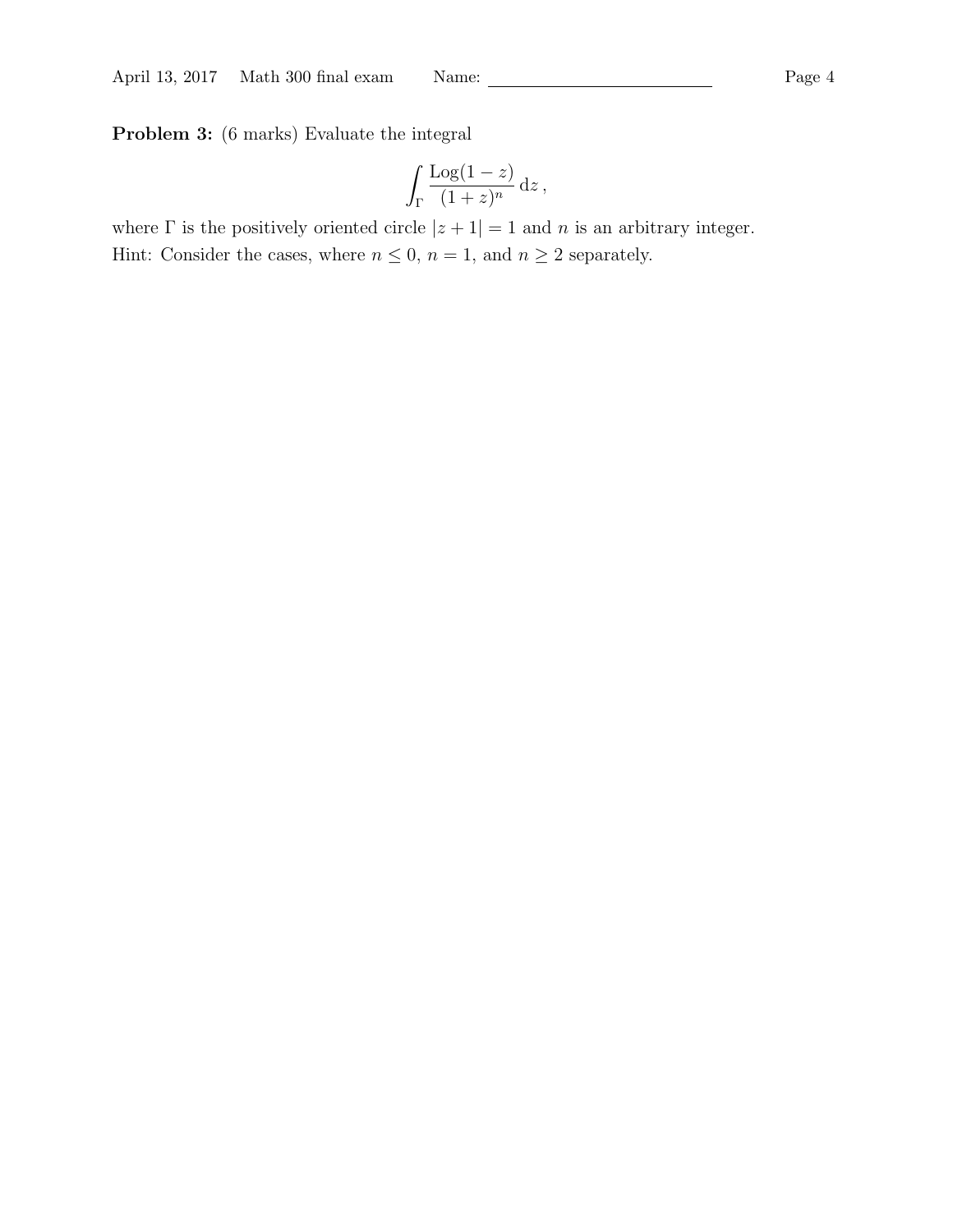**Problem 3:** (6 marks) Evaluate the integral

$$\int_\Gamma \frac{\mathrm{Log}(1-z)}{(1+z)^n}\,\mathrm{d}z\,,$$

where $\Gamma$ is the positively oriented circle $|z+1| = 1$ and $n$ is an arbitrary integer.

Hint: Consider the cases, where $n \leq 0$, $n = 1$, and $n \geq 2$ separately.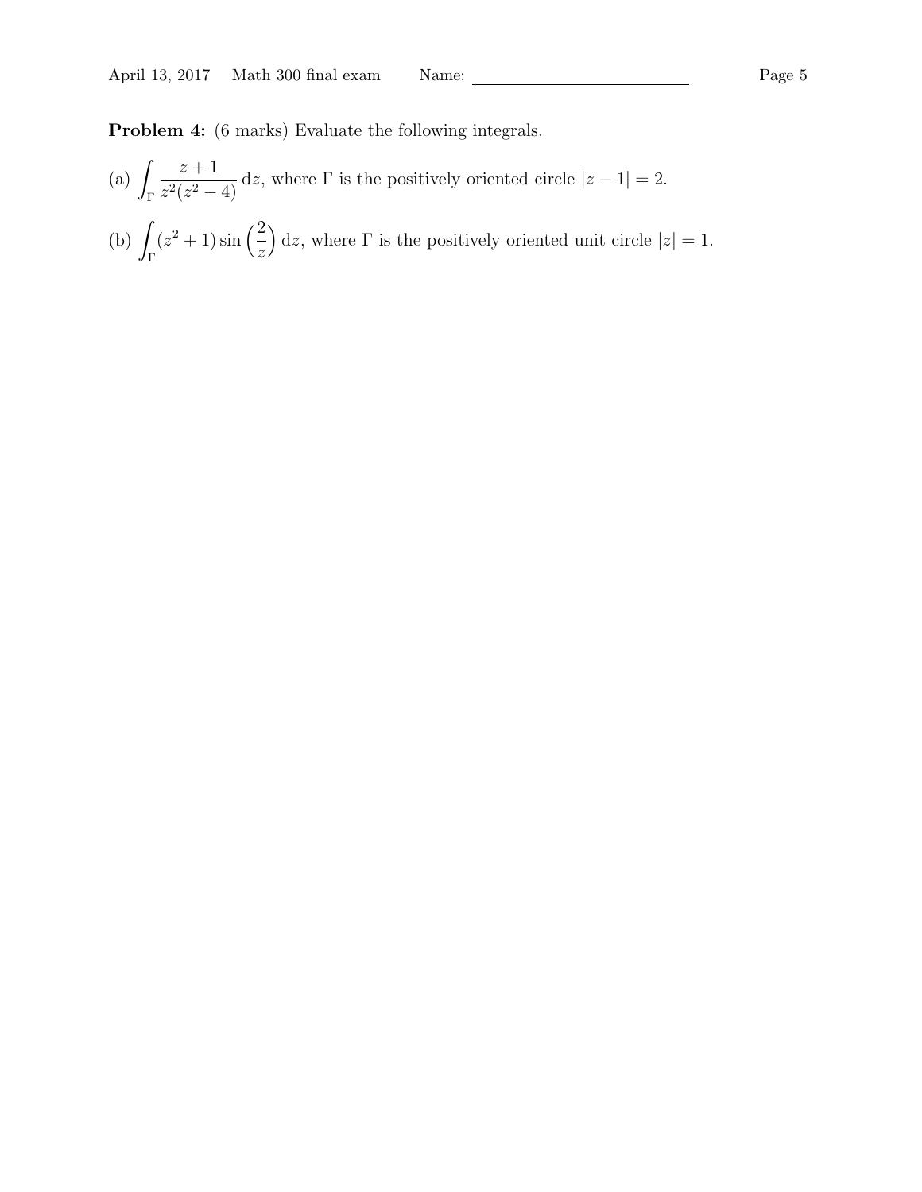**Problem 4:** (6 marks) Evaluate the following integrals.

(a) $\displaystyle\int_\Gamma \frac{z+1}{z^2(z^2-4)}\,\mathrm{d}z$, where $\Gamma$ is the positively oriented circle $|z-1|=2$.

(b) $\displaystyle\int_\Gamma (z^2+1)\sin\left(\frac{2}{z}\right)\mathrm{d}z$, where $\Gamma$ is the positively oriented unit circle $|z|=1$.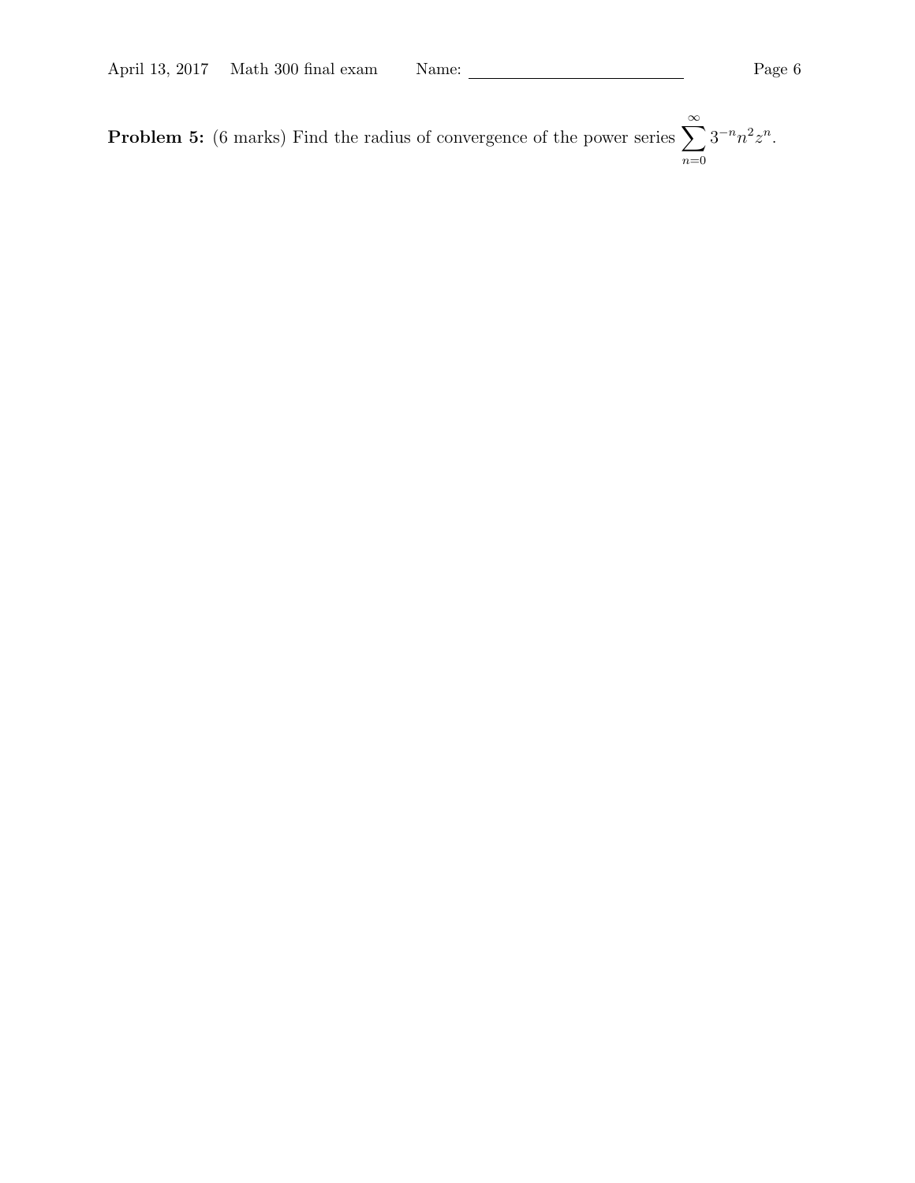**Problem 5:** (6 marks) Find the radius of convergence of the power series $\sum_{n=0}^{\infty} 3^{-n} n^2 z^n$.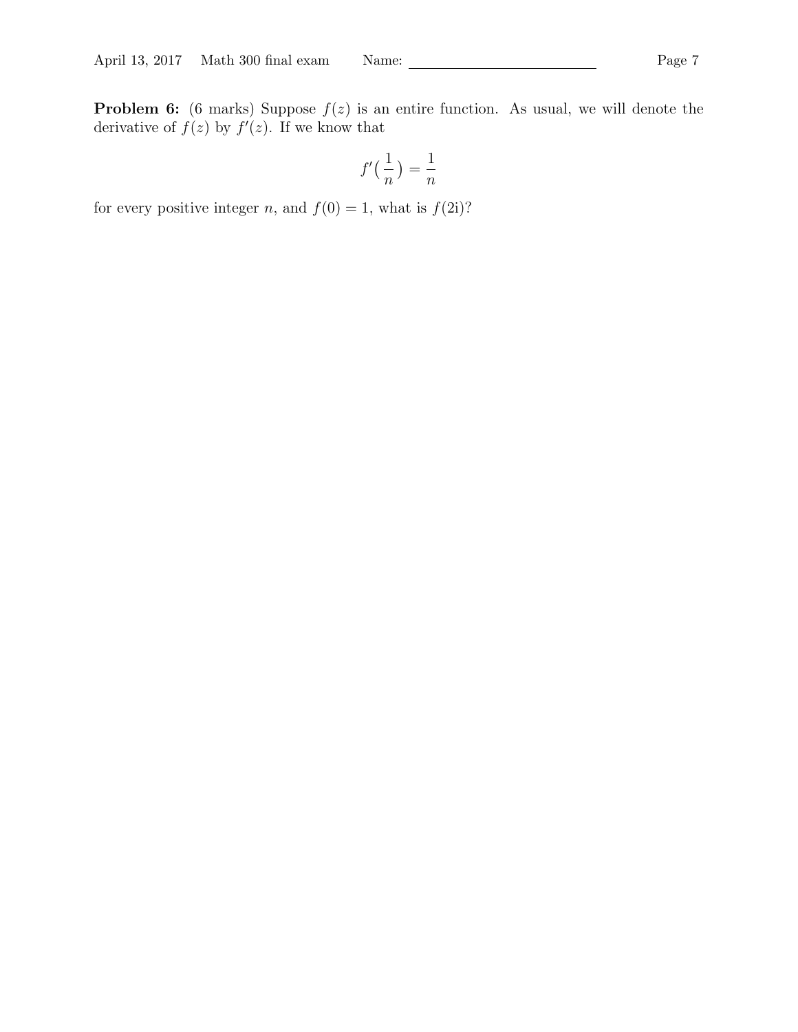**Problem 6:** (6 marks) Suppose $f(z)$ is an entire function. As usual, we will denote the derivative of $f(z)$ by $f'(z)$. If we know that

$$f'\big(\frac{1}{n}\big) = \frac{1}{n}$$

for every positive integer $n$, and $f(0) = 1$, what is $f(2\mathrm{i})$?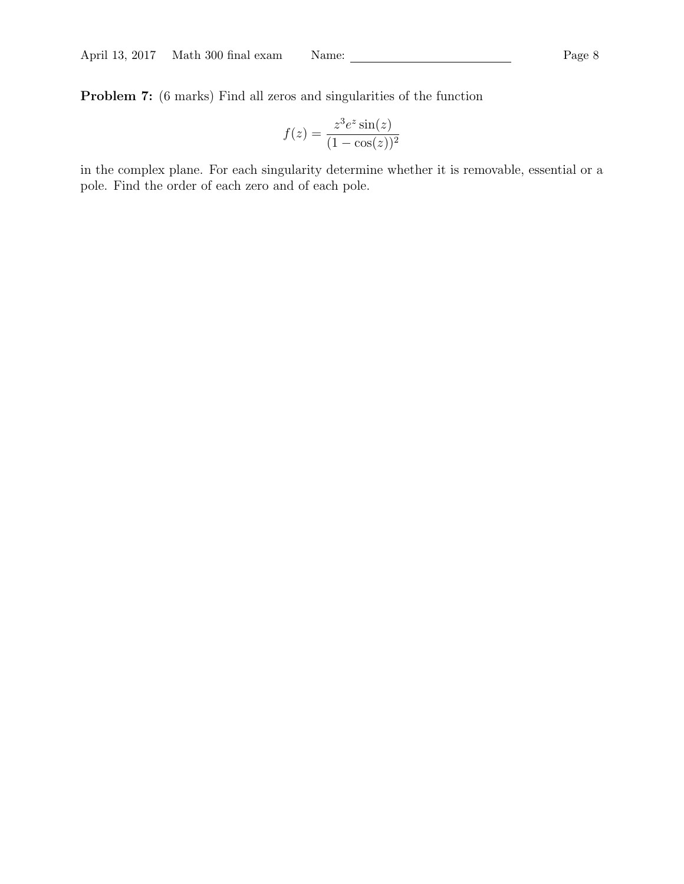**Problem 7:** (6 marks) Find all zeros and singularities of the function

$$f(z) = \frac{z^3 e^z \sin(z)}{(1 - \cos(z))^2}$$

in the complex plane. For each singularity determine whether it is removable, essential or a pole. Find the order of each zero and of each pole.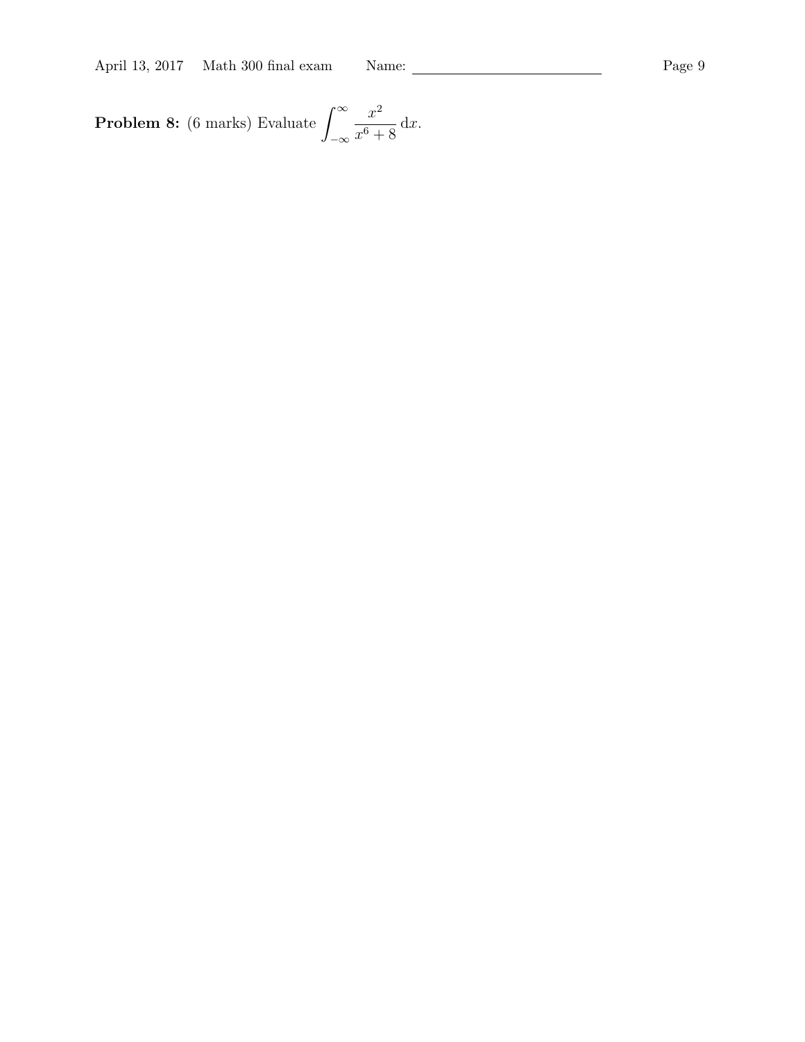**Problem 8:** (6 marks) Evaluate $\displaystyle\int_{-\infty}^{\infty} \frac{x^2}{x^6+8}\,\mathrm{d}x$.